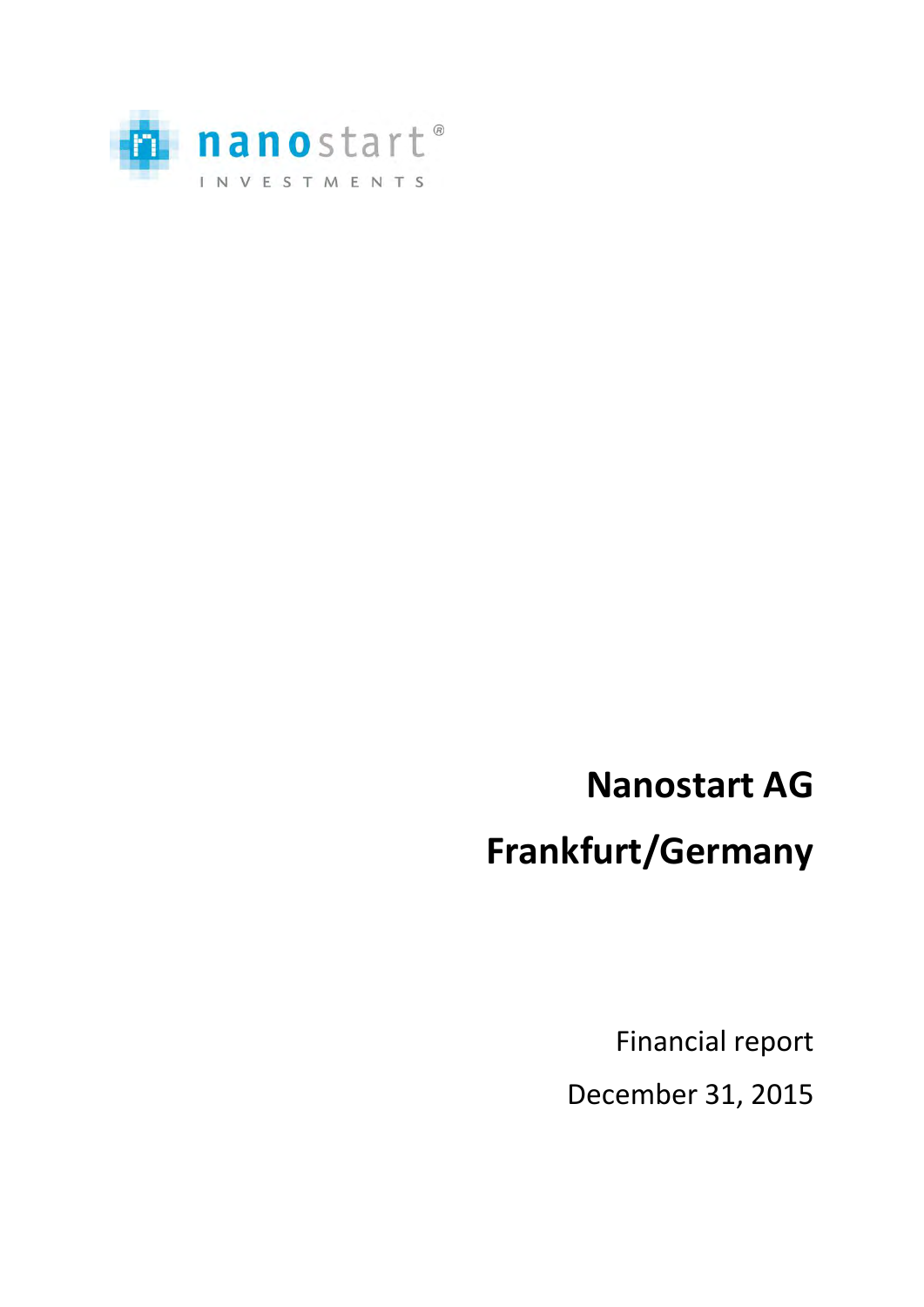nanostart®

INVESTMENTS

# Nanostart AG

# Frankfurt/Germany

Financial report

December 31, 2015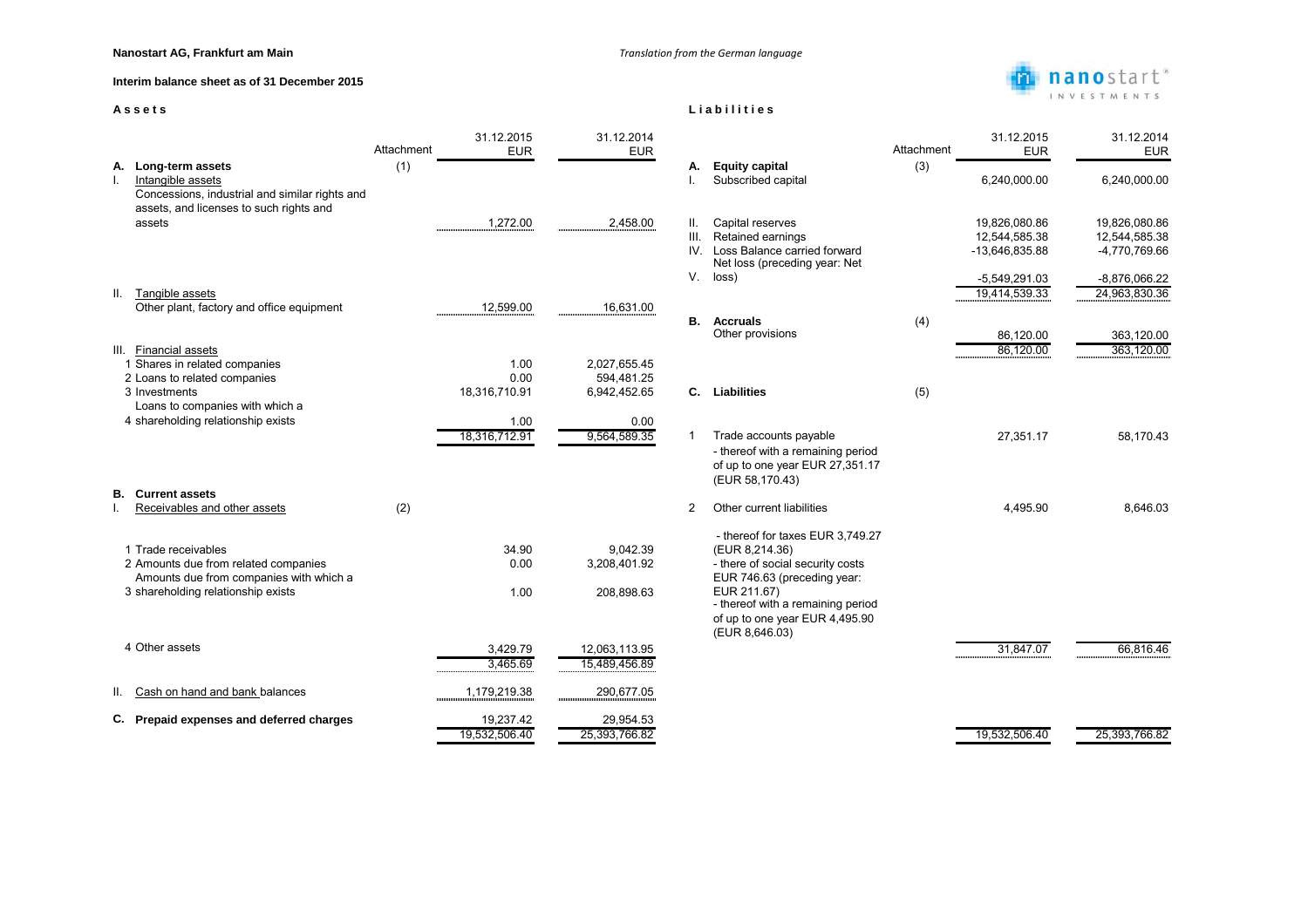**Nanostart AG, Frankfurt am Main**

*Translation from the German language*

**Interim balance sheet as of 31 December 2015**

## Assets

| | Attachment | 31.12.2015 EUR | 31.12.2014 EUR |
|---|---|---|---|
| **A. Long-term assets** | (1) | | |
| I. Intangible assets | | | |
| Concessions, industrial and similar rights and assets, and licenses to such rights and assets | | 1,272.00 | 2,458.00 |
| II. Tangible assets | | | |
| Other plant, factory and office equipment | | 12,599.00 | 16,631.00 |
| III. Financial assets | | | |
| 1 Shares in related companies | | 1.00 | 2,027,655.45 |
| 2 Loans to related companies | | 0.00 | 594,481.25 |
| 3 Investments | | 18,316,710.91 | 6,942,452.65 |
| 4 Loans to companies with which a shareholding relationship exists | | 1.00 | 0.00 |
| | | 18,316,712.91 | 9,564,589.35 |
| **B. Current assets** | | | |
| I. Receivables and other assets | (2) | | |
| 1 Trade receivables | | 34.90 | 9,042.39 |
| 2 Amounts due from related companies | | 0.00 | 3,208,401.92 |
| 3 Amounts due from companies with which a shareholding relationship exists | | 1.00 | 208,898.63 |
| 4 Other assets | | 3,429.79 | 12,063,113.95 |
| | | 3,465.69 | 15,489,456.89 |
| II. Cash on hand and bank balances | | 1,179,219.38 | 290,677.05 |
| **C. Prepaid expenses and deferred charges** | | 19,237.42 | 29,954.53 |
| | | 19,532,506.40 | 25,393,766.82 |

## Liabilities

| | Attachment | 31.12.2015 EUR | 31.12.2014 EUR |
|---|---|---|---|
| **A. Equity capital** | (3) | | |
| I. Subscribed capital | | 6,240,000.00 | 6,240,000.00 |
| II. Capital reserves | | 19,826,080.86 | 19,826,080.86 |
| III. Retained earnings | | 12,544,585.38 | 12,544,585.38 |
| IV. Loss Balance carried forward | | -13,646,835.88 | -4,770,769.66 |
| V. Net loss (preceding year: Net loss) | | -5,549,291.03 | -8,876,066.22 |
| | | 19,414,539.33 | 24,963,830.36 |
| **B. Accruals** | (4) | | |
| Other provisions | | 86,120.00 | 363,120.00 |
| | | 86,120.00 | 363,120.00 |
| **C. Liabilities** | (5) | | |
| 1 Trade accounts payable<br>- thereof with a remaining period of up to one year EUR 27,351.17 (EUR 58,170.43) | | 27,351.17 | 58,170.43 |
| 2 Other current liabilities<br>- thereof for taxes EUR 3,749.27 (EUR 8,214.36)<br>- there of social security costs EUR 746.63 (preceding year: EUR 211.67)<br>- thereof with a remaining period of up to one year EUR 4,495.90 (EUR 8,646.03) | | 4,495.90 | 8,646.03 |
| | | 31,847.07 | 66,816.46 |
| | | 19,532,506.40 | 25,393,766.82 |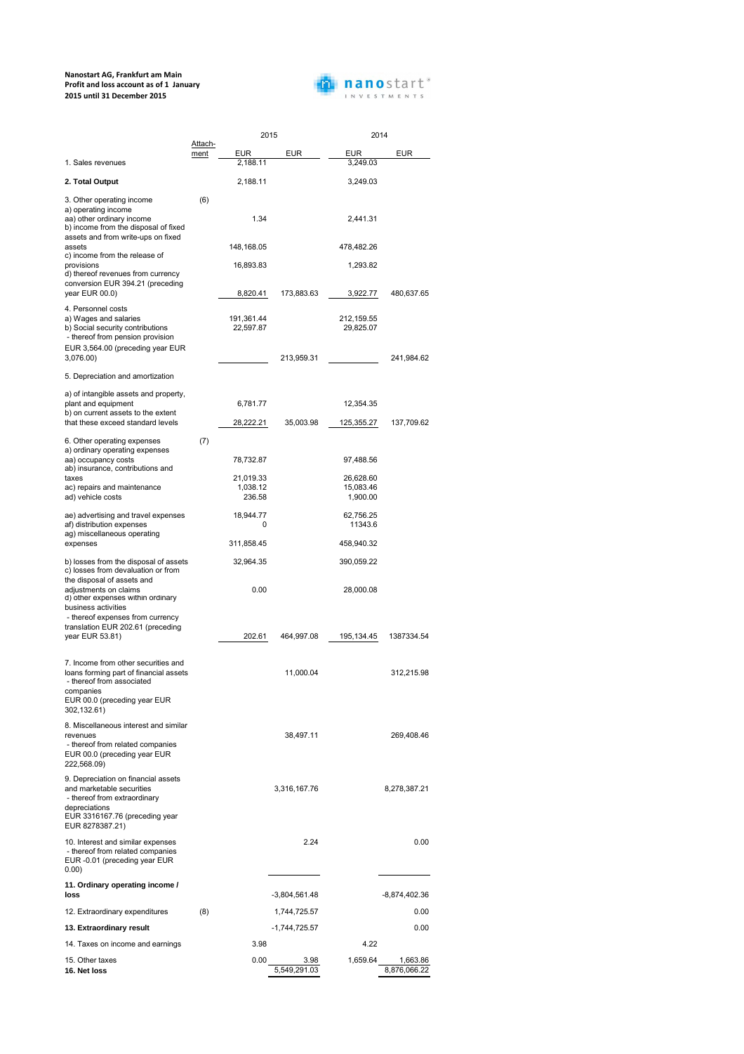**Nanostart AG, Frankfurt am Main**
**Profit and loss account as of 1 January 2015 until 31 December 2015**

| | Attach-ment | 2015 EUR | 2015 EUR | 2014 EUR | 2014 EUR |
|---|---|---|---|---|---|
| 1. Sales revenues | | 2,188.11 | | 3,249.03 | |
| **2. Total Output** | | 2,188.11 | | 3,249.03 | |
| 3. Other operating income | (6) | | | | |
| a) operating income | | | | | |
| aa) other ordinary income | | 1.34 | | 2,441.31 | |
| b) income from the disposal of fixed assets and from write-ups on fixed assets | | 148,168.05 | | 478,482.26 | |
| c) income from the release of provisions | | 16,893.83 | | 1,293.82 | |
| d) thereof revenues from currency conversion EUR 394.21 (preceding year EUR 00.0) | | 8,820.41 | 173,883.63 | 3,922.77 | 480,637.65 |
| 4. Personnel costs | | | | | |
| a) Wages and salaries | | 191,361.44 | | 212,159.55 | |
| b) Social security contributions | | 22,597.87 | | 29,825.07 | |
| - thereof from pension provision EUR 3,564.00 (preceding year EUR 3,076.00) | | | 213,959.31 | | 241,984.62 |
| 5. Depreciation and amortization | | | | | |
| a) of intangible assets and property, plant and equipment | | 6,781.77 | | 12,354.35 | |
| b) on current assets to the extent that these exceed standard levels | | 28,222.21 | 35,003.98 | 125,355.27 | 137,709.62 |
| 6. Other operating expenses | (7) | | | | |
| a) ordinary operating expenses | | | | | |
| aa) occupancy costs | | 78,732.87 | | 97,488.56 | |
| ab) insurance, contributions and taxes | | 21,019.33 | | 26,628.60 | |
| ac) repairs and maintenance | | 1,038.12 | | 15,083.46 | |
| ad) vehicle costs | | 236.58 | | 1,900.00 | |
| ae) advertising and travel expenses | | 18,944.77 | | 62,756.25 | |
| af) distribution expenses | | 0 | | 11343.6 | |
| ag) miscellaneous operating expenses | | 311,858.45 | | 458,940.32 | |
| b) losses from the disposal of assets | | 32,964.35 | | 390,059.22 | |
| c) losses from devaluation or from the disposal of assets and adjustments on claims | | 0.00 | | 28,000.08 | |
| d) other expenses within ordinary business activities - thereof expenses from currency translation EUR 202.61 (preceding year EUR 53.81) | | 202.61 | 464,997.08 | 195,134.45 | 1387334.54 |
| 7. Income from other securities and loans forming part of financial assets - thereof from associated companies EUR 00.0 (preceding year EUR 302,132.61) | | | 11,000.04 | | 312,215.98 |
| 8. Miscellaneous interest and similar revenues - thereof from related companies EUR 00.0 (preceding year EUR 222,568.09) | | | 38,497.11 | | 269,408.46 |
| 9. Depreciation on financial assets and marketable securities - thereof from extraordinary depreciations EUR 3316167.76 (preceding year EUR 8278387.21) | | | 3,316,167.76 | | 8,278,387.21 |
| 10. Interest and similar expenses - thereof from related companies EUR -0.01 (preceding year EUR 0.00) | | | 2.24 | | 0.00 |
| **11. Ordinary operating income / loss** | | | -3,804,561.48 | | -8,874,402.36 |
| 12. Extraordinary expenditures | (8) | | 1,744,725.57 | | 0.00 |
| **13. Extraordinary result** | | | -1,744,725.57 | | 0.00 |
| 14. Taxes on income and earnings | | 3.98 | | 4.22 | |
| 15. Other taxes | | 0.00 | 3.98 | 1,659.64 | 1,663.86 |
| **16. Net loss** | | | 5,549,291.03 | | 8,876,066.22 |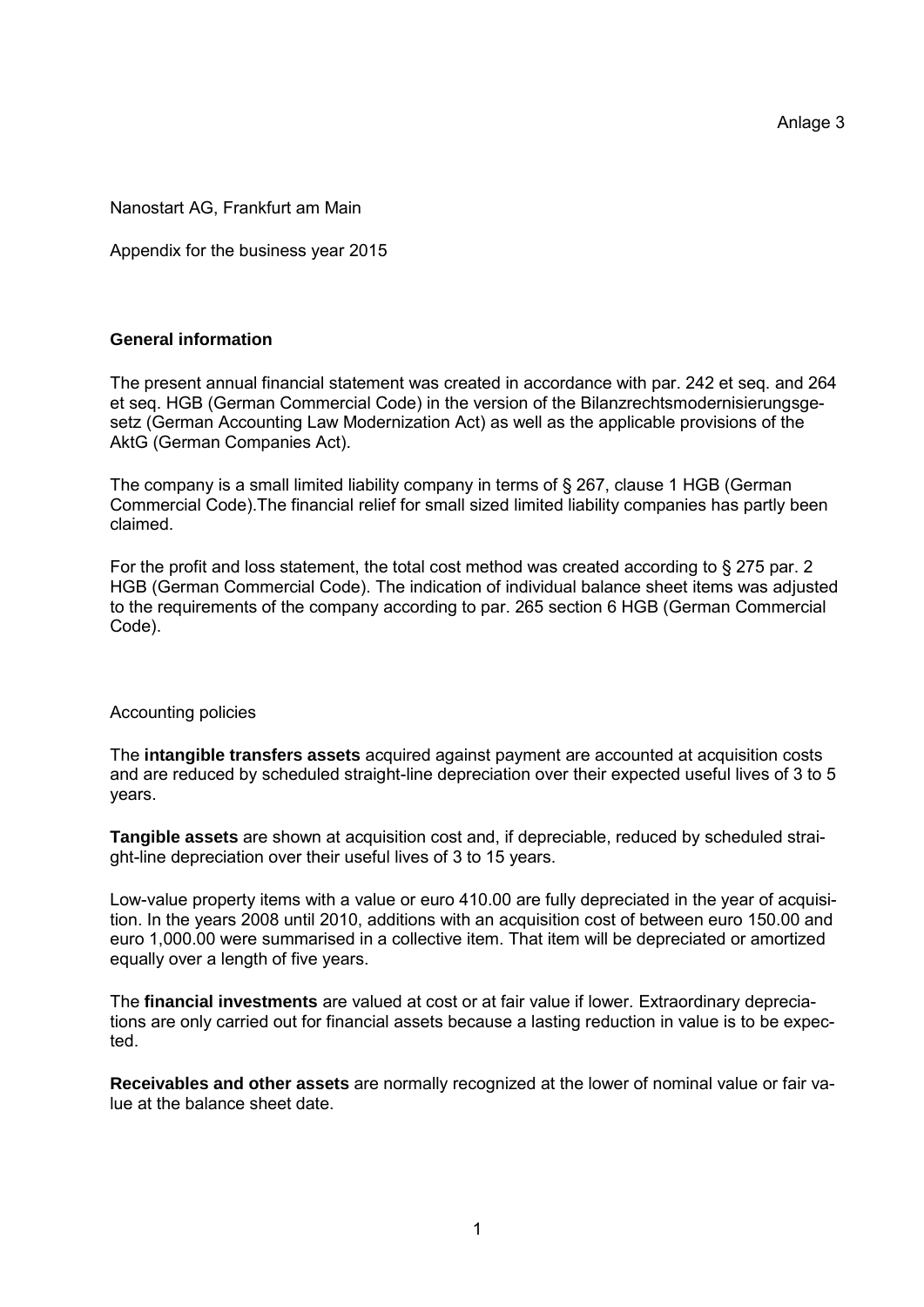Anlage 3

Nanostart AG, Frankfurt am Main

Appendix for the business year 2015

**General information**

The present annual financial statement was created in accordance with par. 242 et seq. and 264 et seq. HGB (German Commercial Code) in the version of the Bilanzrechtsmodernisierungsgesetz (German Accounting Law Modernization Act) as well as the applicable provisions of the AktG (German Companies Act).

The company is a small limited liability company in terms of § 267, clause 1 HGB (German Commercial Code).The financial relief for small sized limited liability companies has partly been claimed.

For the profit and loss statement, the total cost method was created according to § 275 par. 2 HGB (German Commercial Code). The indication of individual balance sheet items was adjusted to the requirements of the company according to par. 265 section 6 HGB (German Commercial Code).

Accounting policies

The **intangible transfers assets** acquired against payment are accounted at acquisition costs and are reduced by scheduled straight-line depreciation over their expected useful lives of 3 to 5 years.

**Tangible assets** are shown at acquisition cost and, if depreciable, reduced by scheduled straight-line depreciation over their useful lives of 3 to 15 years.

Low-value property items with a value or euro 410.00 are fully depreciated in the year of acquisition. In the years 2008 until 2010, additions with an acquisition cost of between euro 150.00 and euro 1,000.00 were summarised in a collective item. That item will be depreciated or amortized equally over a length of five years.

The **financial investments** are valued at cost or at fair value if lower. Extraordinary depreciations are only carried out for financial assets because a lasting reduction in value is to be expected.

**Receivables and other assets** are normally recognized at the lower of nominal value or fair value at the balance sheet date.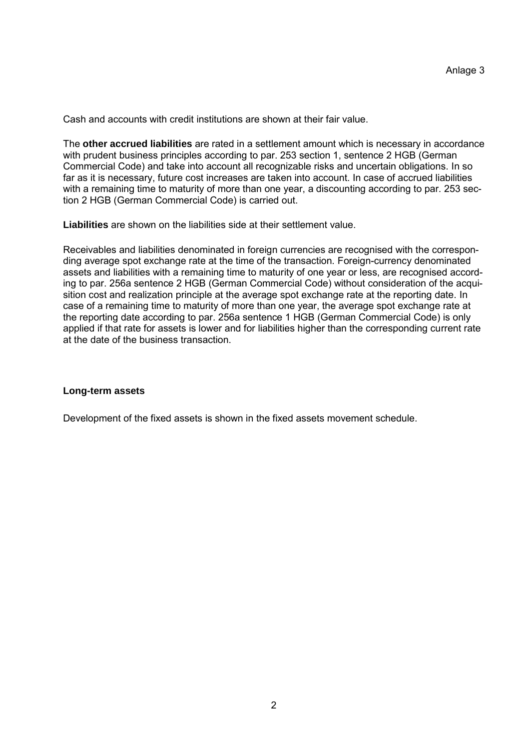Cash and accounts with credit institutions are shown at their fair value.

The **other accrued liabilities** are rated in a settlement amount which is necessary in accordance with prudent business principles according to par. 253 section 1, sentence 2 HGB (German Commercial Code) and take into account all recognizable risks and uncertain obligations. In so far as it is necessary, future cost increases are taken into account. In case of accrued liabilities with a remaining time to maturity of more than one year, a discounting according to par. 253 section 2 HGB (German Commercial Code) is carried out.

**Liabilities** are shown on the liabilities side at their settlement value.

Receivables and liabilities denominated in foreign currencies are recognised with the corresponding average spot exchange rate at the time of the transaction. Foreign-currency denominated assets and liabilities with a remaining time to maturity of one year or less, are recognised according to par. 256a sentence 2 HGB (German Commercial Code) without consideration of the acquisition cost and realization principle at the average spot exchange rate at the reporting date. In case of a remaining time to maturity of more than one year, the average spot exchange rate at the reporting date according to par. 256a sentence 1 HGB (German Commercial Code) is only applied if that rate for assets is lower and for liabilities higher than the corresponding current rate at the date of the business transaction.

**Long-term assets**

Development of the fixed assets is shown in the fixed assets movement schedule.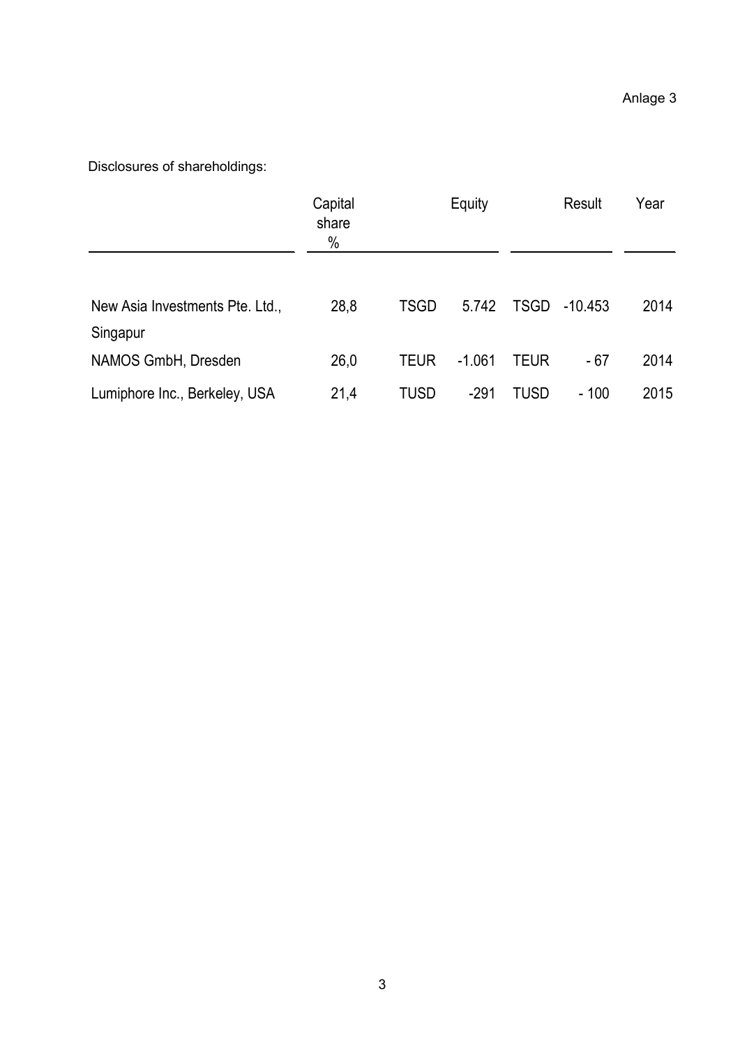Anlage 3

Disclosures of shareholdings:

| | Capital share % | Equity | | Result | | Year |
|---|---|---|---|---|---|---|
| New Asia Investments Pte. Ltd., Singapur | 28,8 | TSGD | 5.742 | TSGD | -10.453 | 2014 |
| NAMOS GmbH, Dresden | 26,0 | TEUR | -1.061 | TEUR | - 67 | 2014 |
| Lumiphore Inc., Berkeley, USA | 21,4 | TUSD | -291 | TUSD | - 100 | 2015 |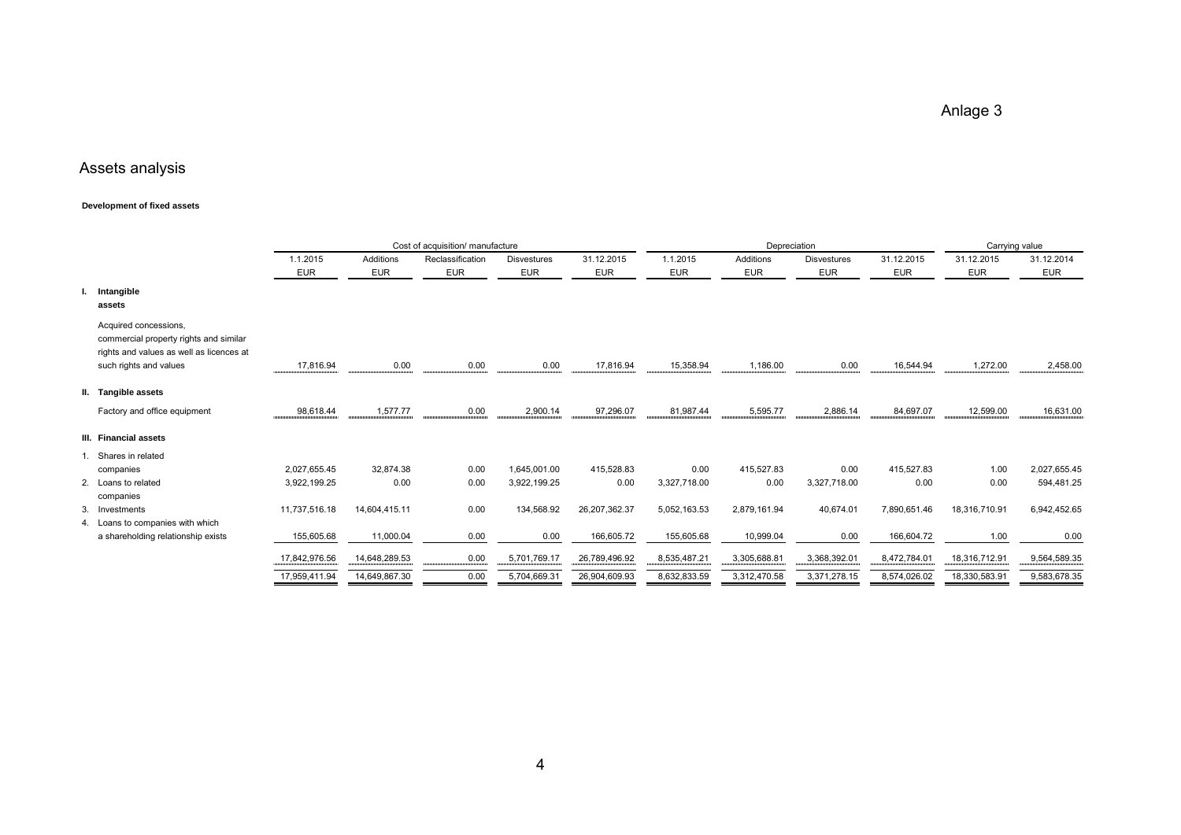Anlage 3

# Assets analysis

**Development of fixed assets**

| | Cost of acquisition/ manufacture | | | | | Depreciation | | | | Carrying value | |
|---|---|---|---|---|---|---|---|---|---|---|---|
| | 1.1.2015 | Additions | Reclassification | Disvestures | 31.12.2015 | 1.1.2015 | Additions | Disvestures | 31.12.2015 | 31.12.2015 | 31.12.2014 |
| | EUR | EUR | EUR | EUR | EUR | EUR | EUR | EUR | EUR | EUR | EUR |
| **I. Intangible assets** | | | | | | | | | | | |
| Acquired concessions, commercial property rights and similar rights and values as well as licences at such rights and values | 17,816.94 | 0.00 | 0.00 | 0.00 | 17,816.94 | 15,358.94 | 1,186.00 | 0.00 | 16,544.94 | 1,272.00 | 2,458.00 |
| **II. Tangible assets** | | | | | | | | | | | |
| Factory and office equipment | 98,618.44 | 1,577.77 | 0.00 | 2,900.14 | 97,296.07 | 81,987.44 | 5,595.77 | 2,886.14 | 84,697.07 | 12,599.00 | 16,631.00 |
| **III. Financial assets** | | | | | | | | | | | |
| 1. Shares in related companies | 2,027,655.45 | 32,874.38 | 0.00 | 1,645,001.00 | 415,528.83 | 0.00 | 415,527.83 | 0.00 | 415,527.83 | 1.00 | 2,027,655.45 |
| 2. Loans to related companies | 3,922,199.25 | 0.00 | 0.00 | 3,922,199.25 | 0.00 | 3,327,718.00 | 0.00 | 3,327,718.00 | 0.00 | 0.00 | 594,481.25 |
| 3. Investments | 11,737,516.18 | 14,604,415.11 | 0.00 | 134,568.92 | 26,207,362.37 | 5,052,163.53 | 2,879,161.94 | 40,674.01 | 7,890,651.46 | 18,316,710.91 | 6,942,452.65 |
| 4. Loans to companies with which a shareholding relationship exists | 155,605.68 | 11,000.04 | 0.00 | 0.00 | 166,605.72 | 155,605.68 | 10,999.04 | 0.00 | 166,604.72 | 1.00 | 0.00 |
| | 17,842,976.56 | 14,648,289.53 | 0.00 | 5,701,769.17 | 26,789,496.92 | 8,535,487.21 | 3,305,688.81 | 3,368,392.01 | 8,472,784.01 | 18,316,712.91 | 9,564,589.35 |
| | 17,959,411.94 | 14,649,867.30 | 0.00 | 5,704,669.31 | 26,904,609.93 | 8,632,833.59 | 3,312,470.58 | 3,371,278.15 | 8,574,026.02 | 18,330,583.91 | 9,583,678.35 |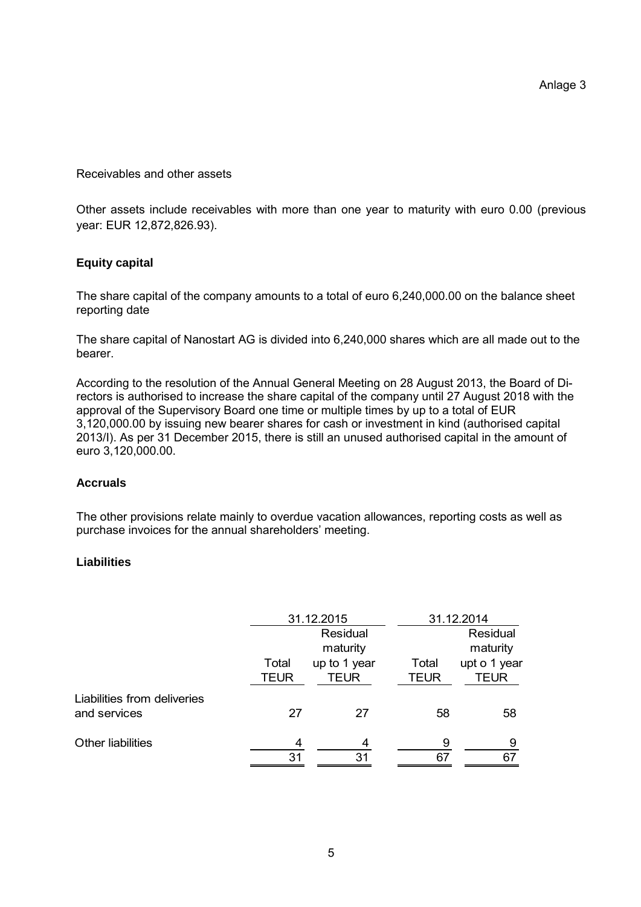Anlage 3

Receivables and other assets

Other assets include receivables with more than one year to maturity with euro 0.00 (previous year: EUR 12,872,826.93).

**Equity capital**

The share capital of the company amounts to a total of euro 6,240,000.00 on the balance sheet reporting date

The share capital of Nanostart AG is divided into 6,240,000 shares which are all made out to the bearer.

According to the resolution of the Annual General Meeting on 28 August 2013, the Board of Directors is authorised to increase the share capital of the company until 27 August 2018 with the approval of the Supervisory Board one time or multiple times by up to a total of EUR 3,120,000.00 by issuing new bearer shares for cash or investment in kind (authorised capital 2013/I). As per 31 December 2015, there is still an unused authorised capital in the amount of euro 3,120,000.00.

**Accruals**

The other provisions relate mainly to overdue vacation allowances, reporting costs as well as purchase invoices for the annual shareholders' meeting.

**Liabilities**

| | 31.12.2015 | | 31.12.2014 | |
|---|---|---|---|---|
| | Total<br>TEUR | Residual maturity up to 1 year<br>TEUR | Total<br>TEUR | Residual maturity upt o 1 year<br>TEUR |
| Liabilities from deliveries and services | 27 | 27 | 58 | 58 |
| Other liabilities | 4 | 4 | 9 | 9 |
| | 31 | 31 | 67 | 67 |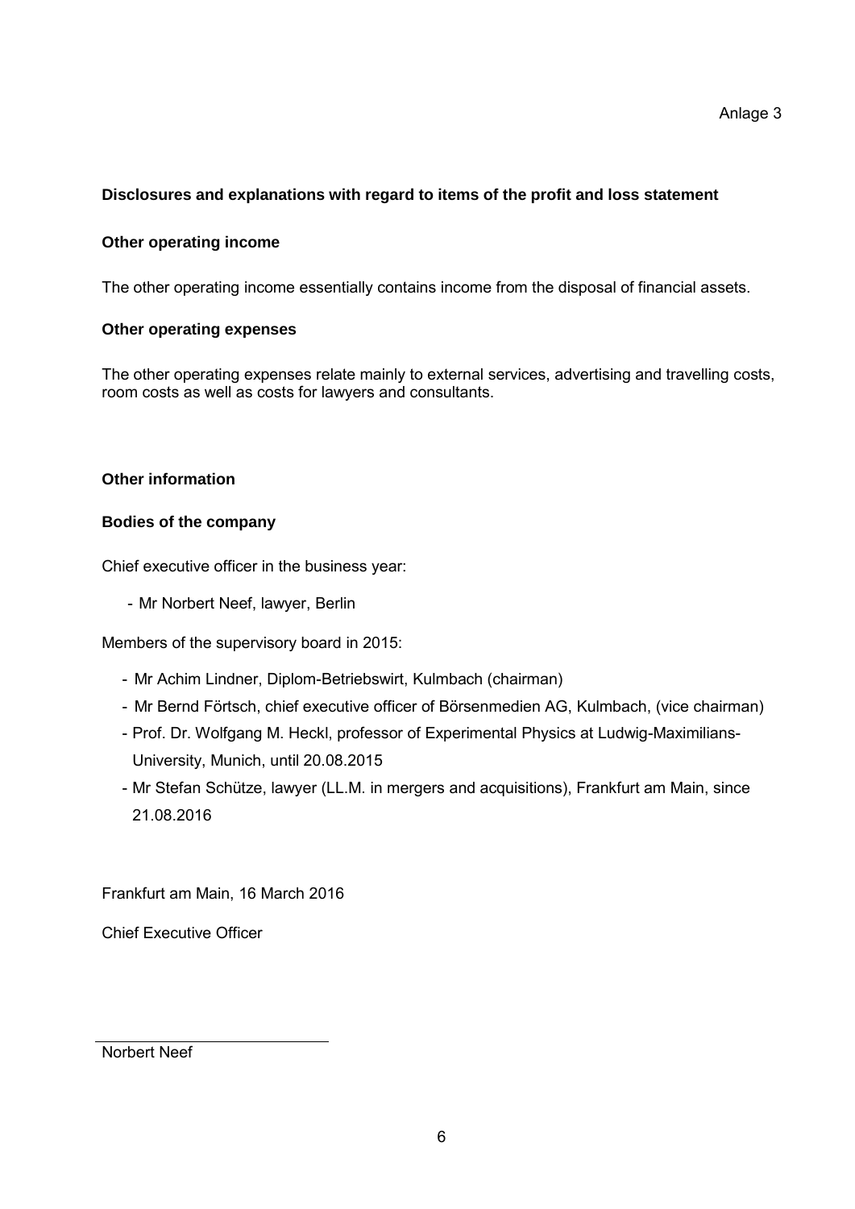Anlage 3

## Disclosures and explanations with regard to items of the profit and loss statement

### Other operating income

The other operating income essentially contains income from the disposal of financial assets.

### Other operating expenses

The other operating expenses relate mainly to external services, advertising and travelling costs, room costs as well as costs for lawyers and consultants.

## Other information

### Bodies of the company

Chief executive officer in the business year:

- Mr Norbert Neef, lawyer, Berlin

Members of the supervisory board in 2015:

- Mr Achim Lindner, Diplom-Betriebswirt, Kulmbach (chairman)
- Mr Bernd Förtsch, chief executive officer of Börsenmedien AG, Kulmbach, (vice chairman)
- Prof. Dr. Wolfgang M. Heckl, professor of Experimental Physics at Ludwig-Maximilians-University, Munich, until 20.08.2015
- Mr Stefan Schütze, lawyer (LL.M. in mergers and acquisitions), Frankfurt am Main, since 21.08.2016

Frankfurt am Main, 16 March 2016

Chief Executive Officer

Norbert Neef